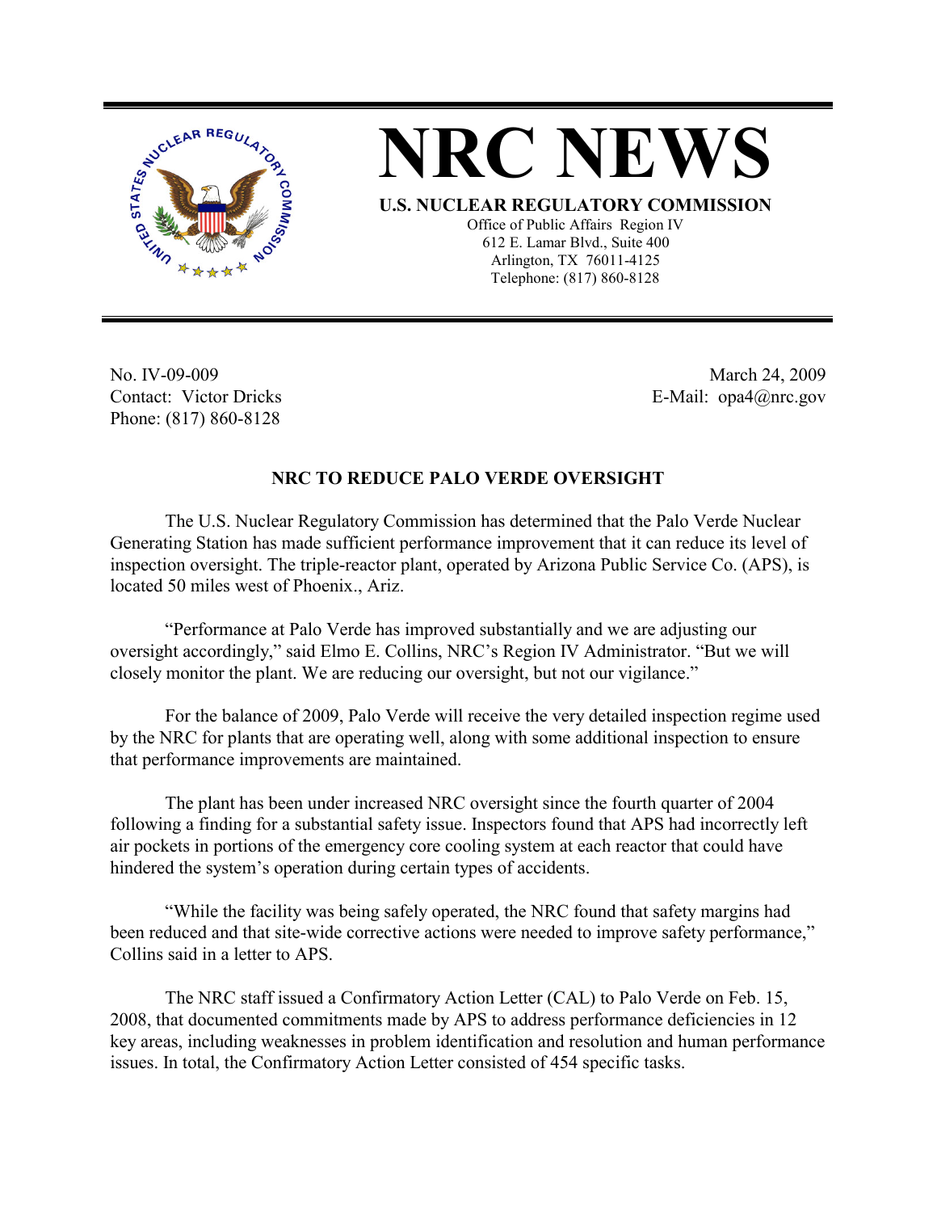# NRC NEWS

**U.S. NUCLEAR REGULATORY COMMISSION**

Office of Public Affairs Region IV
612 E. Lamar Blvd., Suite 400
Arlington, TX 76011-4125
Telephone: (817) 860-8128

No. IV-09-009
Contact: Victor Dricks
Phone: (817) 860-8128

March 24, 2009
E-Mail: opa4@nrc.gov

## NRC TO REDUCE PALO VERDE OVERSIGHT

The U.S. Nuclear Regulatory Commission has determined that the Palo Verde Nuclear Generating Station has made sufficient performance improvement that it can reduce its level of inspection oversight. The triple-reactor plant, operated by Arizona Public Service Co. (APS), is located 50 miles west of Phoenix., Ariz.

"Performance at Palo Verde has improved substantially and we are adjusting our oversight accordingly," said Elmo E. Collins, NRC's Region IV Administrator. "But we will closely monitor the plant. We are reducing our oversight, but not our vigilance."

For the balance of 2009, Palo Verde will receive the very detailed inspection regime used by the NRC for plants that are operating well, along with some additional inspection to ensure that performance improvements are maintained.

The plant has been under increased NRC oversight since the fourth quarter of 2004 following a finding for a substantial safety issue. Inspectors found that APS had incorrectly left air pockets in portions of the emergency core cooling system at each reactor that could have hindered the system's operation during certain types of accidents.

"While the facility was being safely operated, the NRC found that safety margins had been reduced and that site-wide corrective actions were needed to improve safety performance," Collins said in a letter to APS.

The NRC staff issued a Confirmatory Action Letter (CAL) to Palo Verde on Feb. 15, 2008, that documented commitments made by APS to address performance deficiencies in 12 key areas, including weaknesses in problem identification and resolution and human performance issues. In total, the Confirmatory Action Letter consisted of 454 specific tasks.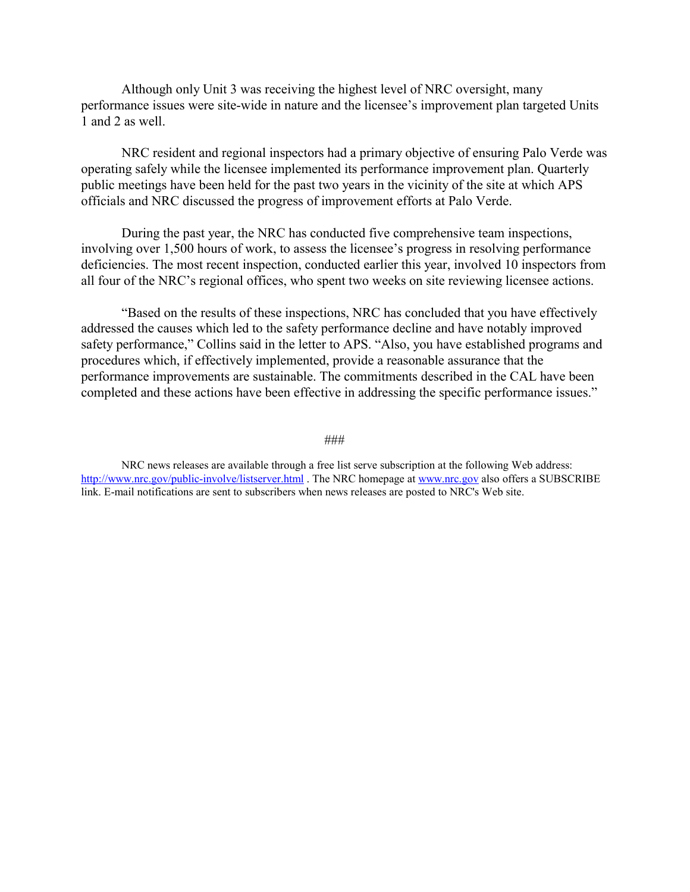Although only Unit 3 was receiving the highest level of NRC oversight, many performance issues were site-wide in nature and the licensee's improvement plan targeted Units 1 and 2 as well.

NRC resident and regional inspectors had a primary objective of ensuring Palo Verde was operating safely while the licensee implemented its performance improvement plan. Quarterly public meetings have been held for the past two years in the vicinity of the site at which APS officials and NRC discussed the progress of improvement efforts at Palo Verde.

During the past year, the NRC has conducted five comprehensive team inspections, involving over 1,500 hours of work, to assess the licensee's progress in resolving performance deficiencies. The most recent inspection, conducted earlier this year, involved 10 inspectors from all four of the NRC's regional offices, who spent two weeks on site reviewing licensee actions.

"Based on the results of these inspections, NRC has concluded that you have effectively addressed the causes which led to the safety performance decline and have notably improved safety performance," Collins said in the letter to APS. "Also, you have established programs and procedures which, if effectively implemented, provide a reasonable assurance that the performance improvements are sustainable. The commitments described in the CAL have been completed and these actions have been effective in addressing the specific performance issues."

###

NRC news releases are available through a free list serve subscription at the following Web address: http://www.nrc.gov/public-involve/listserver.html . The NRC homepage at www.nrc.gov also offers a SUBSCRIBE link. E-mail notifications are sent to subscribers when news releases are posted to NRC's Web site.